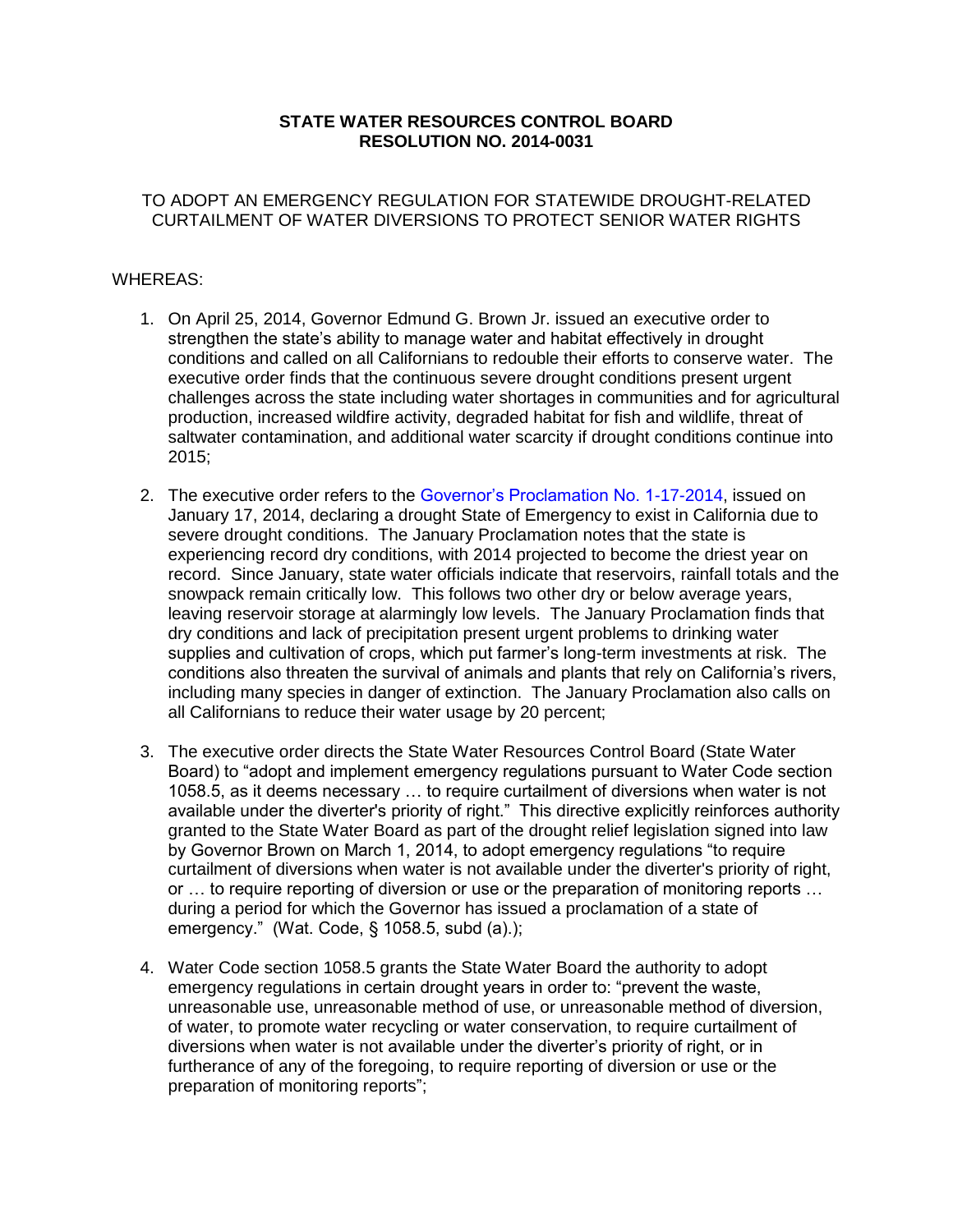**STATE WATER RESOURCES CONTROL BOARD**
**RESOLUTION NO. 2014-0031**

TO ADOPT AN EMERGENCY REGULATION FOR STATEWIDE DROUGHT-RELATED CURTAILMENT OF WATER DIVERSIONS TO PROTECT SENIOR WATER RIGHTS

WHEREAS:

1. On April 25, 2014, Governor Edmund G. Brown Jr. issued an executive order to strengthen the state's ability to manage water and habitat effectively in drought conditions and called on all Californians to redouble their efforts to conserve water. The executive order finds that the continuous severe drought conditions present urgent challenges across the state including water shortages in communities and for agricultural production, increased wildfire activity, degraded habitat for fish and wildlife, threat of saltwater contamination, and additional water scarcity if drought conditions continue into 2015;

2. The executive order refers to the Governor's Proclamation No. 1-17-2014, issued on January 17, 2014, declaring a drought State of Emergency to exist in California due to severe drought conditions. The January Proclamation notes that the state is experiencing record dry conditions, with 2014 projected to become the driest year on record. Since January, state water officials indicate that reservoirs, rainfall totals and the snowpack remain critically low. This follows two other dry or below average years, leaving reservoir storage at alarmingly low levels. The January Proclamation finds that dry conditions and lack of precipitation present urgent problems to drinking water supplies and cultivation of crops, which put farmer's long-term investments at risk. The conditions also threaten the survival of animals and plants that rely on California's rivers, including many species in danger of extinction. The January Proclamation also calls on all Californians to reduce their water usage by 20 percent;

3. The executive order directs the State Water Resources Control Board (State Water Board) to "adopt and implement emergency regulations pursuant to Water Code section 1058.5, as it deems necessary … to require curtailment of diversions when water is not available under the diverter's priority of right." This directive explicitly reinforces authority granted to the State Water Board as part of the drought relief legislation signed into law by Governor Brown on March 1, 2014, to adopt emergency regulations "to require curtailment of diversions when water is not available under the diverter's priority of right, or … to require reporting of diversion or use or the preparation of monitoring reports … during a period for which the Governor has issued a proclamation of a state of emergency." (Wat. Code, § 1058.5, subd (a).);

4. Water Code section 1058.5 grants the State Water Board the authority to adopt emergency regulations in certain drought years in order to: "prevent the waste, unreasonable use, unreasonable method of use, or unreasonable method of diversion, of water, to promote water recycling or water conservation, to require curtailment of diversions when water is not available under the diverter's priority of right, or in furtherance of any of the foregoing, to require reporting of diversion or use or the preparation of monitoring reports";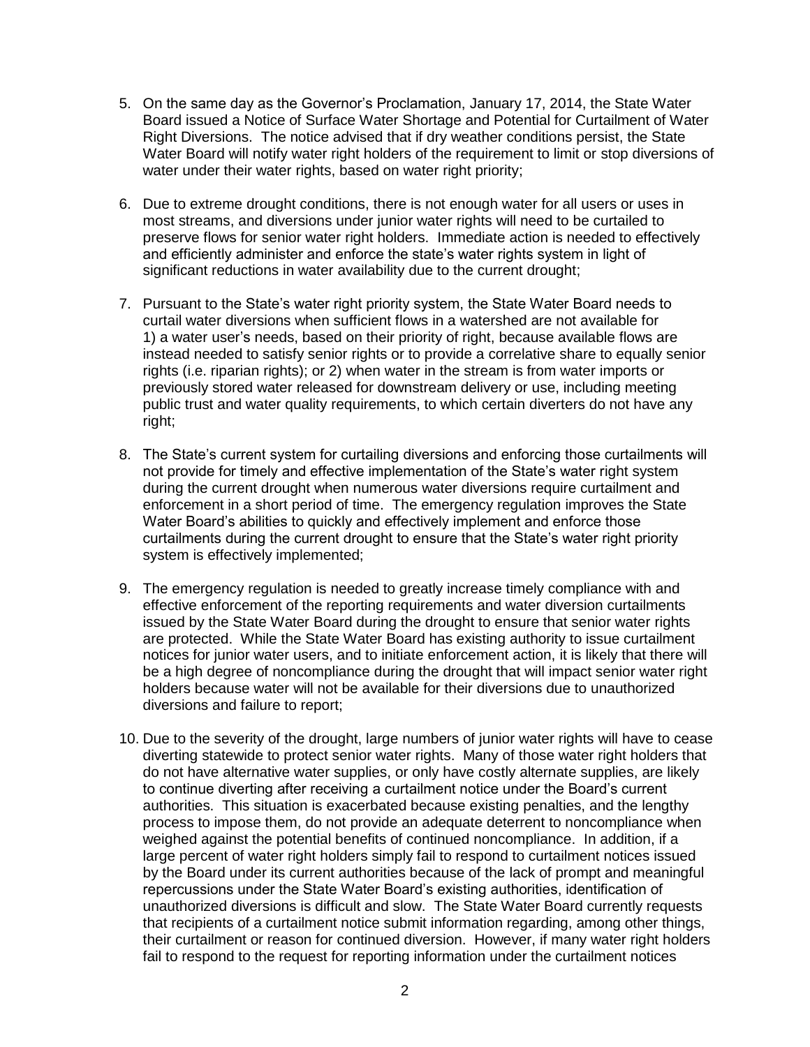5. On the same day as the Governor's Proclamation, January 17, 2014, the State Water Board issued a Notice of Surface Water Shortage and Potential for Curtailment of Water Right Diversions. The notice advised that if dry weather conditions persist, the State Water Board will notify water right holders of the requirement to limit or stop diversions of water under their water rights, based on water right priority;

6. Due to extreme drought conditions, there is not enough water for all users or uses in most streams, and diversions under junior water rights will need to be curtailed to preserve flows for senior water right holders. Immediate action is needed to effectively and efficiently administer and enforce the state's water rights system in light of significant reductions in water availability due to the current drought;

7. Pursuant to the State's water right priority system, the State Water Board needs to curtail water diversions when sufficient flows in a watershed are not available for 1) a water user's needs, based on their priority of right, because available flows are instead needed to satisfy senior rights or to provide a correlative share to equally senior rights (i.e. riparian rights); or 2) when water in the stream is from water imports or previously stored water released for downstream delivery or use, including meeting public trust and water quality requirements, to which certain diverters do not have any right;

8. The State's current system for curtailing diversions and enforcing those curtailments will not provide for timely and effective implementation of the State's water right system during the current drought when numerous water diversions require curtailment and enforcement in a short period of time. The emergency regulation improves the State Water Board's abilities to quickly and effectively implement and enforce those curtailments during the current drought to ensure that the State's water right priority system is effectively implemented;

9. The emergency regulation is needed to greatly increase timely compliance with and effective enforcement of the reporting requirements and water diversion curtailments issued by the State Water Board during the drought to ensure that senior water rights are protected. While the State Water Board has existing authority to issue curtailment notices for junior water users, and to initiate enforcement action, it is likely that there will be a high degree of noncompliance during the drought that will impact senior water right holders because water will not be available for their diversions due to unauthorized diversions and failure to report;

10. Due to the severity of the drought, large numbers of junior water rights will have to cease diverting statewide to protect senior water rights. Many of those water right holders that do not have alternative water supplies, or only have costly alternate supplies, are likely to continue diverting after receiving a curtailment notice under the Board's current authorities. This situation is exacerbated because existing penalties, and the lengthy process to impose them, do not provide an adequate deterrent to noncompliance when weighed against the potential benefits of continued noncompliance. In addition, if a large percent of water right holders simply fail to respond to curtailment notices issued by the Board under its current authorities because of the lack of prompt and meaningful repercussions under the State Water Board's existing authorities, identification of unauthorized diversions is difficult and slow. The State Water Board currently requests that recipients of a curtailment notice submit information regarding, among other things, their curtailment or reason for continued diversion. However, if many water right holders fail to respond to the request for reporting information under the curtailment notices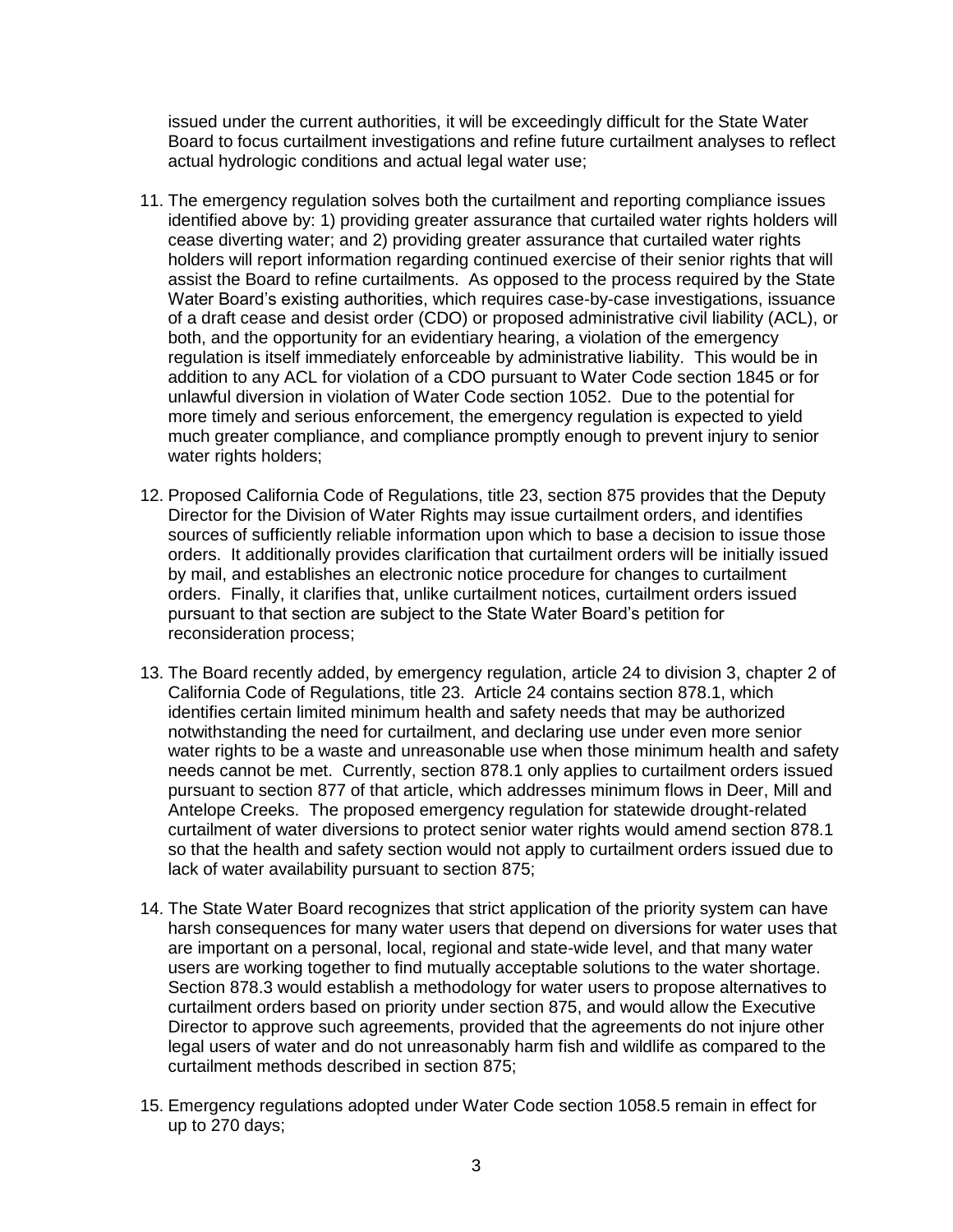issued under the current authorities, it will be exceedingly difficult for the State Water Board to focus curtailment investigations and refine future curtailment analyses to reflect actual hydrologic conditions and actual legal water use;

11. The emergency regulation solves both the curtailment and reporting compliance issues identified above by: 1) providing greater assurance that curtailed water rights holders will cease diverting water; and 2) providing greater assurance that curtailed water rights holders will report information regarding continued exercise of their senior rights that will assist the Board to refine curtailments. As opposed to the process required by the State Water Board's existing authorities, which requires case-by-case investigations, issuance of a draft cease and desist order (CDO) or proposed administrative civil liability (ACL), or both, and the opportunity for an evidentiary hearing, a violation of the emergency regulation is itself immediately enforceable by administrative liability. This would be in addition to any ACL for violation of a CDO pursuant to Water Code section 1845 or for unlawful diversion in violation of Water Code section 1052. Due to the potential for more timely and serious enforcement, the emergency regulation is expected to yield much greater compliance, and compliance promptly enough to prevent injury to senior water rights holders;

12. Proposed California Code of Regulations, title 23, section 875 provides that the Deputy Director for the Division of Water Rights may issue curtailment orders, and identifies sources of sufficiently reliable information upon which to base a decision to issue those orders. It additionally provides clarification that curtailment orders will be initially issued by mail, and establishes an electronic notice procedure for changes to curtailment orders. Finally, it clarifies that, unlike curtailment notices, curtailment orders issued pursuant to that section are subject to the State Water Board's petition for reconsideration process;

13. The Board recently added, by emergency regulation, article 24 to division 3, chapter 2 of California Code of Regulations, title 23. Article 24 contains section 878.1, which identifies certain limited minimum health and safety needs that may be authorized notwithstanding the need for curtailment, and declaring use under even more senior water rights to be a waste and unreasonable use when those minimum health and safety needs cannot be met. Currently, section 878.1 only applies to curtailment orders issued pursuant to section 877 of that article, which addresses minimum flows in Deer, Mill and Antelope Creeks. The proposed emergency regulation for statewide drought-related curtailment of water diversions to protect senior water rights would amend section 878.1 so that the health and safety section would not apply to curtailment orders issued due to lack of water availability pursuant to section 875;

14. The State Water Board recognizes that strict application of the priority system can have harsh consequences for many water users that depend on diversions for water uses that are important on a personal, local, regional and state-wide level, and that many water users are working together to find mutually acceptable solutions to the water shortage. Section 878.3 would establish a methodology for water users to propose alternatives to curtailment orders based on priority under section 875, and would allow the Executive Director to approve such agreements, provided that the agreements do not injure other legal users of water and do not unreasonably harm fish and wildlife as compared to the curtailment methods described in section 875;

15. Emergency regulations adopted under Water Code section 1058.5 remain in effect for up to 270 days;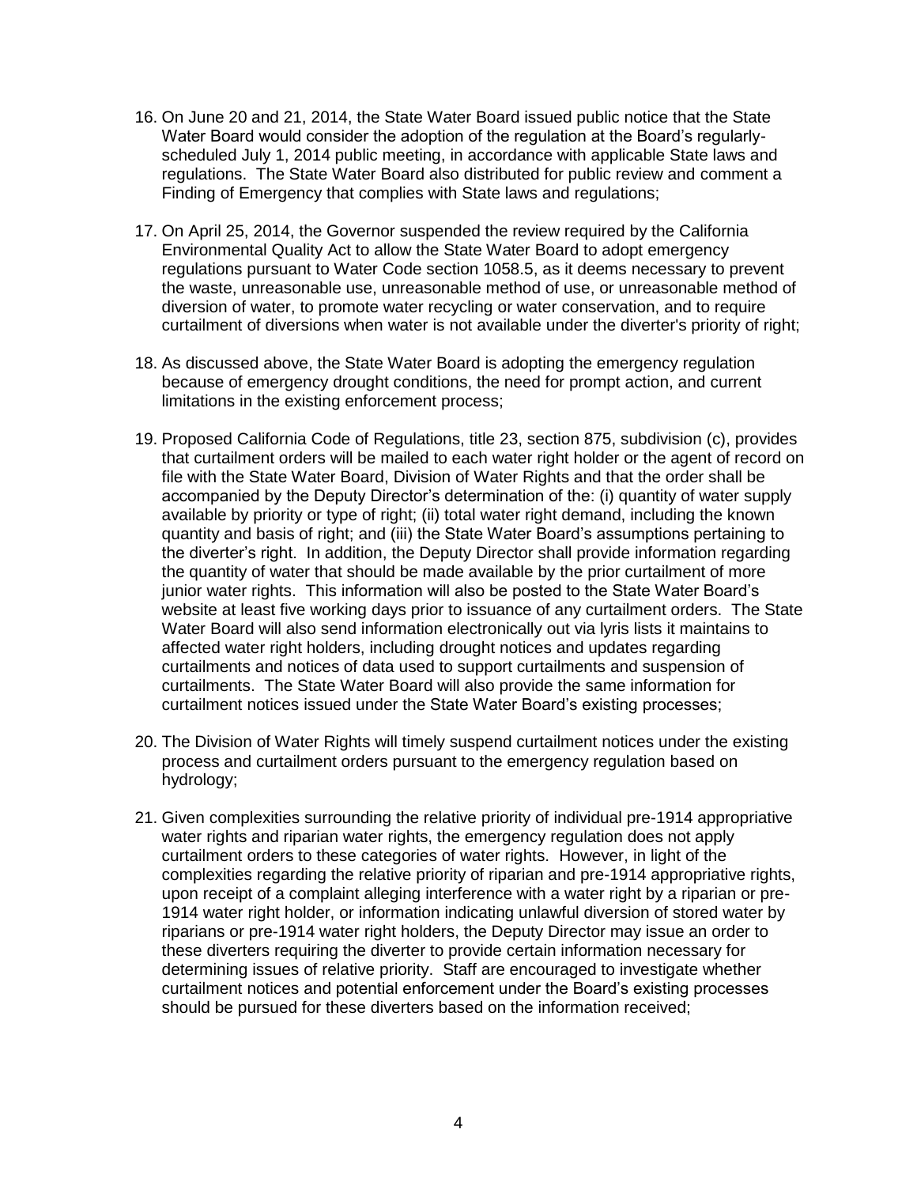16. On June 20 and 21, 2014, the State Water Board issued public notice that the State Water Board would consider the adoption of the regulation at the Board's regularly-scheduled July 1, 2014 public meeting, in accordance with applicable State laws and regulations. The State Water Board also distributed for public review and comment a Finding of Emergency that complies with State laws and regulations;

17. On April 25, 2014, the Governor suspended the review required by the California Environmental Quality Act to allow the State Water Board to adopt emergency regulations pursuant to Water Code section 1058.5, as it deems necessary to prevent the waste, unreasonable use, unreasonable method of use, or unreasonable method of diversion of water, to promote water recycling or water conservation, and to require curtailment of diversions when water is not available under the diverter's priority of right;

18. As discussed above, the State Water Board is adopting the emergency regulation because of emergency drought conditions, the need for prompt action, and current limitations in the existing enforcement process;

19. Proposed California Code of Regulations, title 23, section 875, subdivision (c), provides that curtailment orders will be mailed to each water right holder or the agent of record on file with the State Water Board, Division of Water Rights and that the order shall be accompanied by the Deputy Director's determination of the: (i) quantity of water supply available by priority or type of right; (ii) total water right demand, including the known quantity and basis of right; and (iii) the State Water Board's assumptions pertaining to the diverter's right. In addition, the Deputy Director shall provide information regarding the quantity of water that should be made available by the prior curtailment of more junior water rights. This information will also be posted to the State Water Board's website at least five working days prior to issuance of any curtailment orders. The State Water Board will also send information electronically out via lyris lists it maintains to affected water right holders, including drought notices and updates regarding curtailments and notices of data used to support curtailments and suspension of curtailments. The State Water Board will also provide the same information for curtailment notices issued under the State Water Board's existing processes;

20. The Division of Water Rights will timely suspend curtailment notices under the existing process and curtailment orders pursuant to the emergency regulation based on hydrology;

21. Given complexities surrounding the relative priority of individual pre-1914 appropriative water rights and riparian water rights, the emergency regulation does not apply curtailment orders to these categories of water rights. However, in light of the complexities regarding the relative priority of riparian and pre-1914 appropriative rights, upon receipt of a complaint alleging interference with a water right by a riparian or pre-1914 water right holder, or information indicating unlawful diversion of stored water by riparians or pre-1914 water right holders, the Deputy Director may issue an order to these diverters requiring the diverter to provide certain information necessary for determining issues of relative priority. Staff are encouraged to investigate whether curtailment notices and potential enforcement under the Board's existing processes should be pursued for these diverters based on the information received;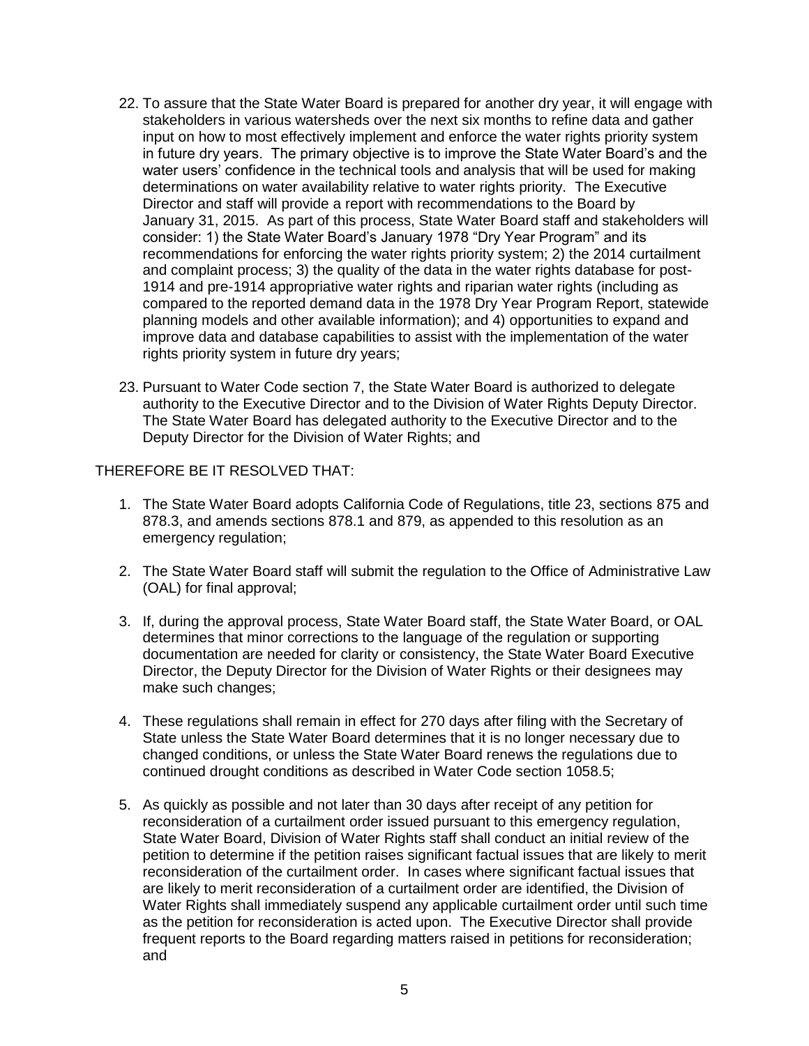22. To assure that the State Water Board is prepared for another dry year, it will engage with stakeholders in various watersheds over the next six months to refine data and gather input on how to most effectively implement and enforce the water rights priority system in future dry years. The primary objective is to improve the State Water Board's and the water users' confidence in the technical tools and analysis that will be used for making determinations on water availability relative to water rights priority. The Executive Director and staff will provide a report with recommendations to the Board by January 31, 2015. As part of this process, State Water Board staff and stakeholders will consider: 1) the State Water Board's January 1978 "Dry Year Program" and its recommendations for enforcing the water rights priority system; 2) the 2014 curtailment and complaint process; 3) the quality of the data in the water rights database for post-1914 and pre-1914 appropriative water rights and riparian water rights (including as compared to the reported demand data in the 1978 Dry Year Program Report, statewide planning models and other available information); and 4) opportunities to expand and improve data and database capabilities to assist with the implementation of the water rights priority system in future dry years;

23. Pursuant to Water Code section 7, the State Water Board is authorized to delegate authority to the Executive Director and to the Division of Water Rights Deputy Director. The State Water Board has delegated authority to the Executive Director and to the Deputy Director for the Division of Water Rights; and

THEREFORE BE IT RESOLVED THAT:

1. The State Water Board adopts California Code of Regulations, title 23, sections 875 and 878.3, and amends sections 878.1 and 879, as appended to this resolution as an emergency regulation;

2. The State Water Board staff will submit the regulation to the Office of Administrative Law (OAL) for final approval;

3. If, during the approval process, State Water Board staff, the State Water Board, or OAL determines that minor corrections to the language of the regulation or supporting documentation are needed for clarity or consistency, the State Water Board Executive Director, the Deputy Director for the Division of Water Rights or their designees may make such changes;

4. These regulations shall remain in effect for 270 days after filing with the Secretary of State unless the State Water Board determines that it is no longer necessary due to changed conditions, or unless the State Water Board renews the regulations due to continued drought conditions as described in Water Code section 1058.5;

5. As quickly as possible and not later than 30 days after receipt of any petition for reconsideration of a curtailment order issued pursuant to this emergency regulation, State Water Board, Division of Water Rights staff shall conduct an initial review of the petition to determine if the petition raises significant factual issues that are likely to merit reconsideration of the curtailment order. In cases where significant factual issues that are likely to merit reconsideration of a curtailment order are identified, the Division of Water Rights shall immediately suspend any applicable curtailment order until such time as the petition for reconsideration is acted upon. The Executive Director shall provide frequent reports to the Board regarding matters raised in petitions for reconsideration; and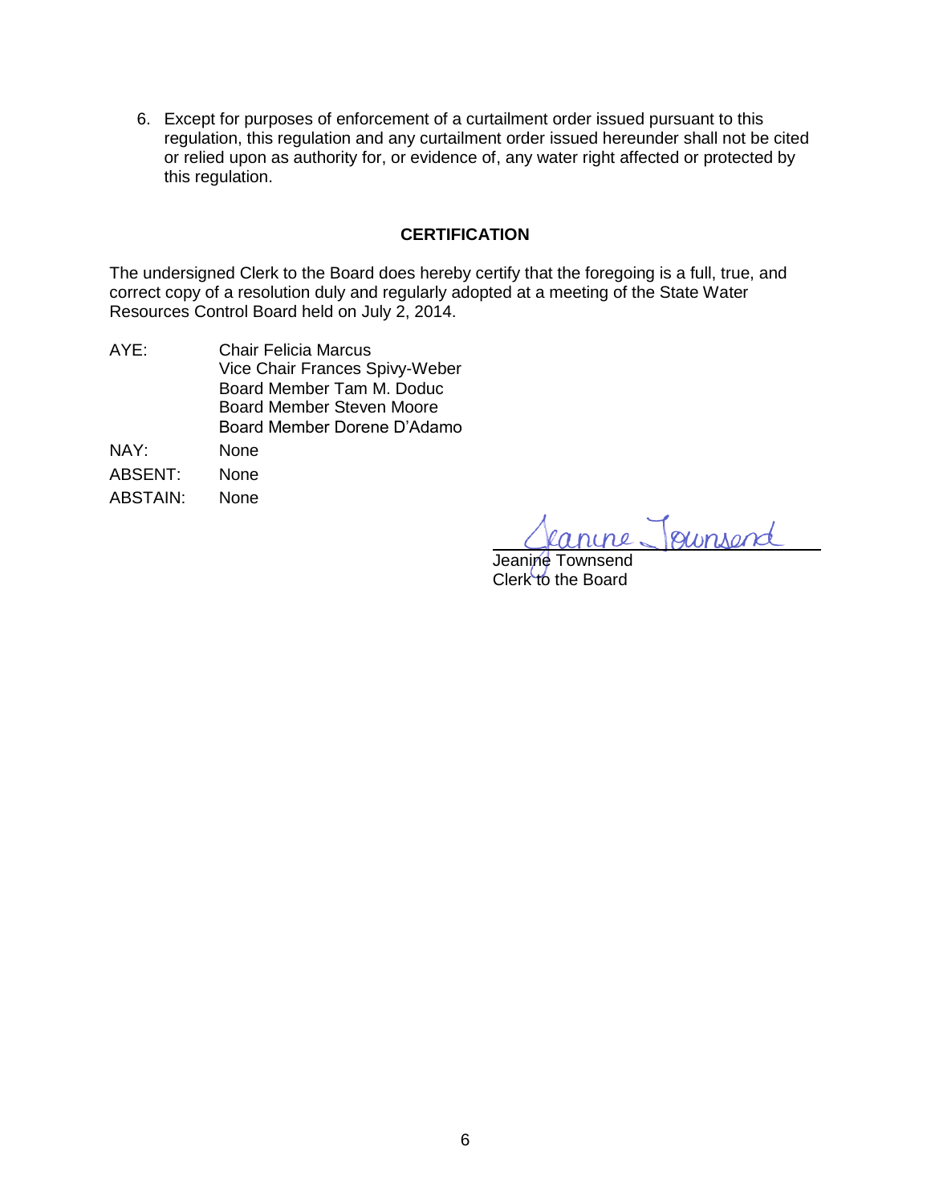6. Except for purposes of enforcement of a curtailment order issued pursuant to this regulation, this regulation and any curtailment order issued hereunder shall not be cited or relied upon as authority for, or evidence of, any water right affected or protected by this regulation.

## CERTIFICATION

The undersigned Clerk to the Board does hereby certify that the foregoing is a full, true, and correct copy of a resolution duly and regularly adopted at a meeting of the State Water Resources Control Board held on July 2, 2014.

AYE: Chair Felicia Marcus
Vice Chair Frances Spivy-Weber
Board Member Tam M. Doduc
Board Member Steven Moore
Board Member Dorene D'Adamo

NAY: None

ABSENT: None

ABSTAIN: None

Jeanine Townsend
Clerk to the Board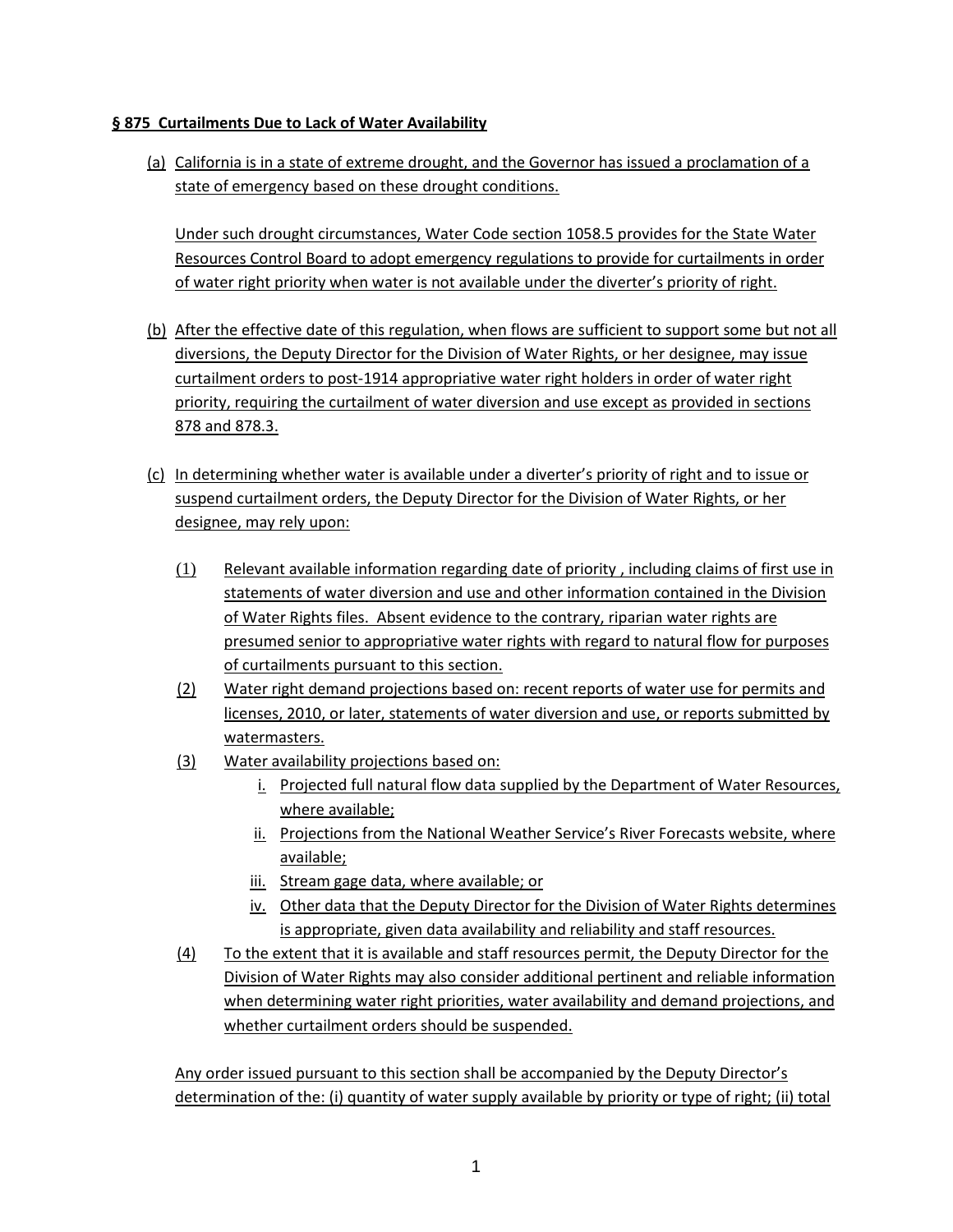**§ 875 Curtailments Due to Lack of Water Availability**

(a) California is in a state of extreme drought, and the Governor has issued a proclamation of a state of emergency based on these drought conditions.

Under such drought circumstances, Water Code section 1058.5 provides for the State Water Resources Control Board to adopt emergency regulations to provide for curtailments in order of water right priority when water is not available under the diverter's priority of right.

(b) After the effective date of this regulation, when flows are sufficient to support some but not all diversions, the Deputy Director for the Division of Water Rights, or her designee, may issue curtailment orders to post-1914 appropriative water right holders in order of water right priority, requiring the curtailment of water diversion and use except as provided in sections 878 and 878.3.

(c) In determining whether water is available under a diverter's priority of right and to issue or suspend curtailment orders, the Deputy Director for the Division of Water Rights, or her designee, may rely upon:

(1) Relevant available information regarding date of priority , including claims of first use in statements of water diversion and use and other information contained in the Division of Water Rights files. Absent evidence to the contrary, riparian water rights are presumed senior to appropriative water rights with regard to natural flow for purposes of curtailments pursuant to this section.

(2) Water right demand projections based on: recent reports of water use for permits and licenses, 2010, or later, statements of water diversion and use, or reports submitted by watermasters.

(3) Water availability projections based on:

i. Projected full natural flow data supplied by the Department of Water Resources, where available;

ii. Projections from the National Weather Service's River Forecasts website, where available;

iii. Stream gage data, where available; or

iv. Other data that the Deputy Director for the Division of Water Rights determines is appropriate, given data availability and reliability and staff resources.

(4) To the extent that it is available and staff resources permit, the Deputy Director for the Division of Water Rights may also consider additional pertinent and reliable information when determining water right priorities, water availability and demand projections, and whether curtailment orders should be suspended.

Any order issued pursuant to this section shall be accompanied by the Deputy Director's determination of the: (i) quantity of water supply available by priority or type of right; (ii) total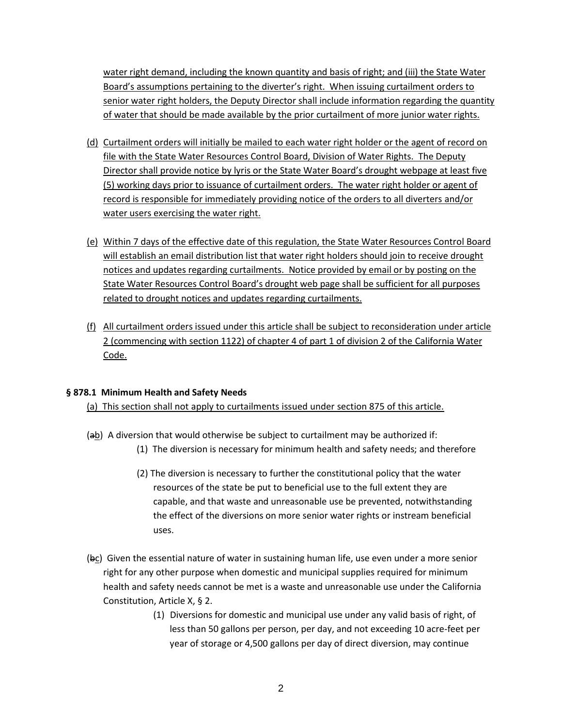water right demand, including the known quantity and basis of right; and (iii) the State Water Board's assumptions pertaining to the diverter's right. When issuing curtailment orders to senior water right holders, the Deputy Director shall include information regarding the quantity of water that should be made available by the prior curtailment of more junior water rights.

(d) Curtailment orders will initially be mailed to each water right holder or the agent of record on file with the State Water Resources Control Board, Division of Water Rights. The Deputy Director shall provide notice by lyris or the State Water Board's drought webpage at least five (5) working days prior to issuance of curtailment orders. The water right holder or agent of record is responsible for immediately providing notice of the orders to all diverters and/or water users exercising the water right.

(e) Within 7 days of the effective date of this regulation, the State Water Resources Control Board will establish an email distribution list that water right holders should join to receive drought notices and updates regarding curtailments. Notice provided by email or by posting on the State Water Resources Control Board's drought web page shall be sufficient for all purposes related to drought notices and updates regarding curtailments.

(f) All curtailment orders issued under this article shall be subject to reconsideration under article 2 (commencing with section 1122) of chapter 4 of part 1 of division 2 of the California Water Code.

**§ 878.1 Minimum Health and Safety Needs**

(a) This section shall not apply to curtailments issued under section 875 of this article.

(~~a~~b) A diversion that would otherwise be subject to curtailment may be authorized if:

(1) The diversion is necessary for minimum health and safety needs; and therefore

(2) The diversion is necessary to further the constitutional policy that the water resources of the state be put to beneficial use to the full extent they are capable, and that waste and unreasonable use be prevented, notwithstanding the effect of the diversions on more senior water rights or instream beneficial uses.

(~~b~~c) Given the essential nature of water in sustaining human life, use even under a more senior right for any other purpose when domestic and municipal supplies required for minimum health and safety needs cannot be met is a waste and unreasonable use under the California Constitution, Article X, § 2.

(1) Diversions for domestic and municipal use under any valid basis of right, of less than 50 gallons per person, per day, and not exceeding 10 acre-feet per year of storage or 4,500 gallons per day of direct diversion, may continue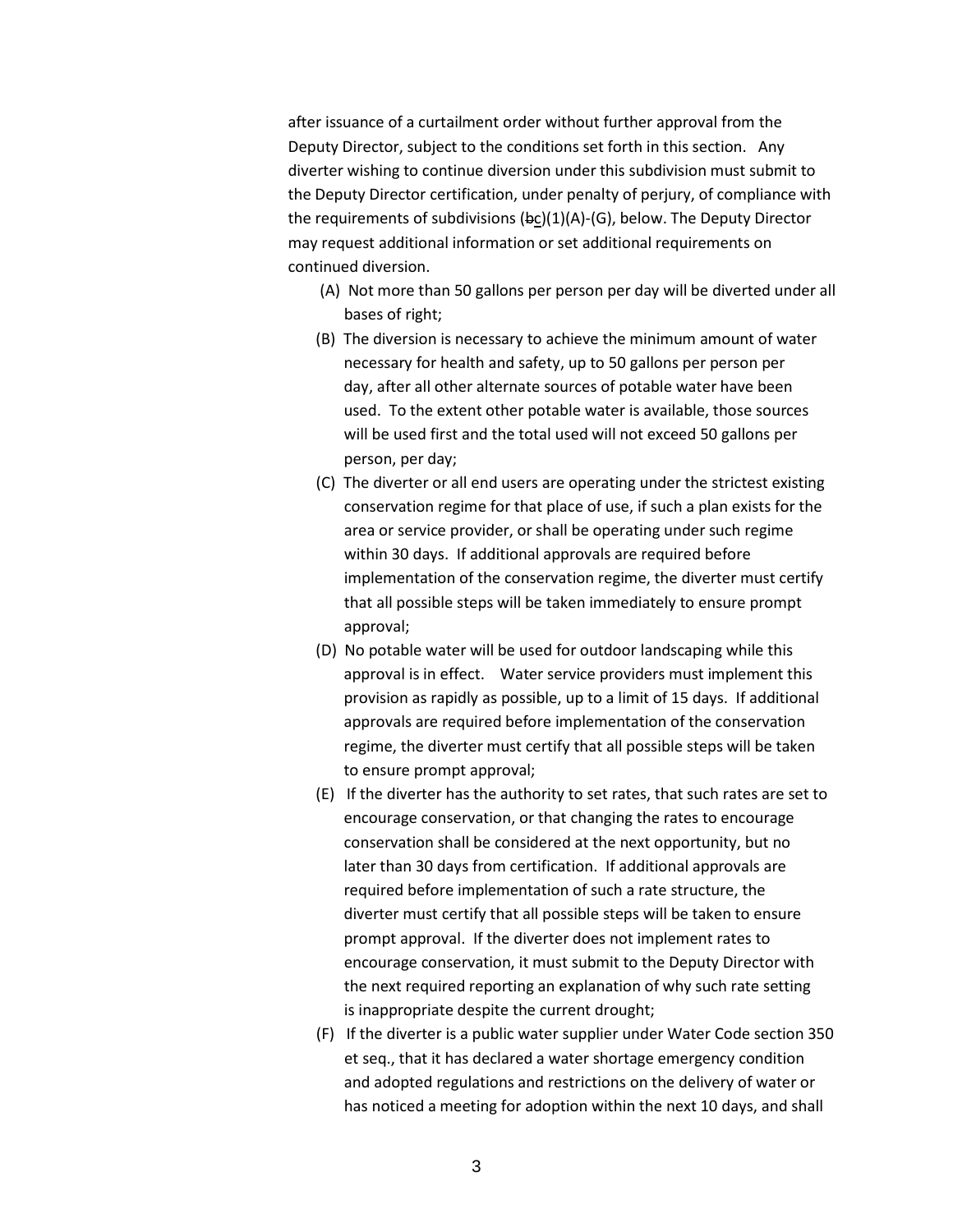after issuance of a curtailment order without further approval from the Deputy Director, subject to the conditions set forth in this section. Any diverter wishing to continue diversion under this subdivision must submit to the Deputy Director certification, under penalty of perjury, of compliance with the requirements of subdivisions (~~b~~c)(1)(A)-(G), below. The Deputy Director may request additional information or set additional requirements on continued diversion.

- (A) Not more than 50 gallons per person per day will be diverted under all bases of right;
- (B) The diversion is necessary to achieve the minimum amount of water necessary for health and safety, up to 50 gallons per person per day, after all other alternate sources of potable water have been used. To the extent other potable water is available, those sources will be used first and the total used will not exceed 50 gallons per person, per day;
- (C) The diverter or all end users are operating under the strictest existing conservation regime for that place of use, if such a plan exists for the area or service provider, or shall be operating under such regime within 30 days. If additional approvals are required before implementation of the conservation regime, the diverter must certify that all possible steps will be taken immediately to ensure prompt approval;
- (D) No potable water will be used for outdoor landscaping while this approval is in effect. Water service providers must implement this provision as rapidly as possible, up to a limit of 15 days. If additional approvals are required before implementation of the conservation regime, the diverter must certify that all possible steps will be taken to ensure prompt approval;
- (E) If the diverter has the authority to set rates, that such rates are set to encourage conservation, or that changing the rates to encourage conservation shall be considered at the next opportunity, but no later than 30 days from certification. If additional approvals are required before implementation of such a rate structure, the diverter must certify that all possible steps will be taken to ensure prompt approval. If the diverter does not implement rates to encourage conservation, it must submit to the Deputy Director with the next required reporting an explanation of why such rate setting is inappropriate despite the current drought;
- (F) If the diverter is a public water supplier under Water Code section 350 et seq., that it has declared a water shortage emergency condition and adopted regulations and restrictions on the delivery of water or has noticed a meeting for adoption within the next 10 days, and shall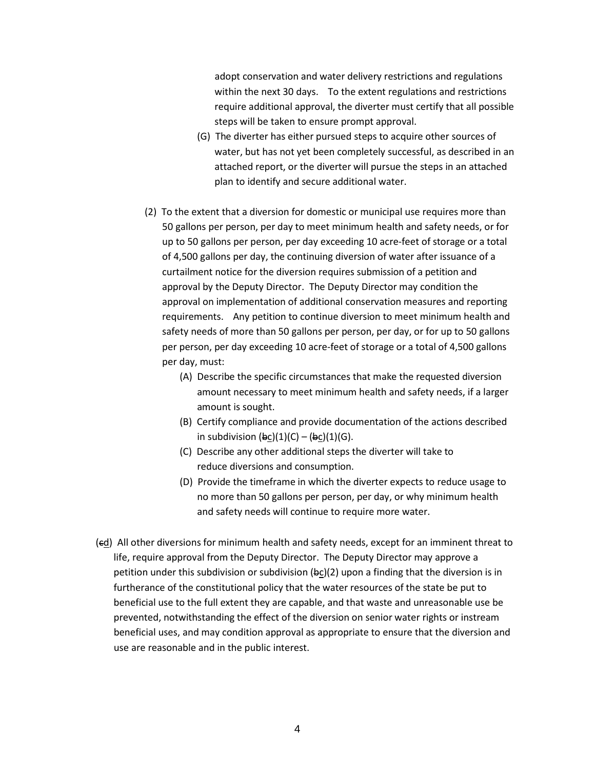adopt conservation and water delivery restrictions and regulations within the next 30 days. To the extent regulations and restrictions require additional approval, the diverter must certify that all possible steps will be taken to ensure prompt approval.

(G) The diverter has either pursued steps to acquire other sources of water, but has not yet been completely successful, as described in an attached report, or the diverter will pursue the steps in an attached plan to identify and secure additional water.

(2) To the extent that a diversion for domestic or municipal use requires more than 50 gallons per person, per day to meet minimum health and safety needs, or for up to 50 gallons per person, per day exceeding 10 acre-feet of storage or a total of 4,500 gallons per day, the continuing diversion of water after issuance of a curtailment notice for the diversion requires submission of a petition and approval by the Deputy Director. The Deputy Director may condition the approval on implementation of additional conservation measures and reporting requirements. Any petition to continue diversion to meet minimum health and safety needs of more than 50 gallons per person, per day, or for up to 50 gallons per person, per day exceeding 10 acre-feet of storage or a total of 4,500 gallons per day, must:

(A) Describe the specific circumstances that make the requested diversion amount necessary to meet minimum health and safety needs, if a larger amount is sought.

(B) Certify compliance and provide documentation of the actions described in subdivision (~~b~~c)(1)(C) – (~~b~~c)(1)(G).

(C) Describe any other additional steps the diverter will take to reduce diversions and consumption.

(D) Provide the timeframe in which the diverter expects to reduce usage to no more than 50 gallons per person, per day, or why minimum health and safety needs will continue to require more water.

(~~c~~d) All other diversions for minimum health and safety needs, except for an imminent threat to life, require approval from the Deputy Director. The Deputy Director may approve a petition under this subdivision or subdivision (~~b~~c)(2) upon a finding that the diversion is in furtherance of the constitutional policy that the water resources of the state be put to beneficial use to the full extent they are capable, and that waste and unreasonable use be prevented, notwithstanding the effect of the diversion on senior water rights or instream beneficial uses, and may condition approval as appropriate to ensure that the diversion and use are reasonable and in the public interest.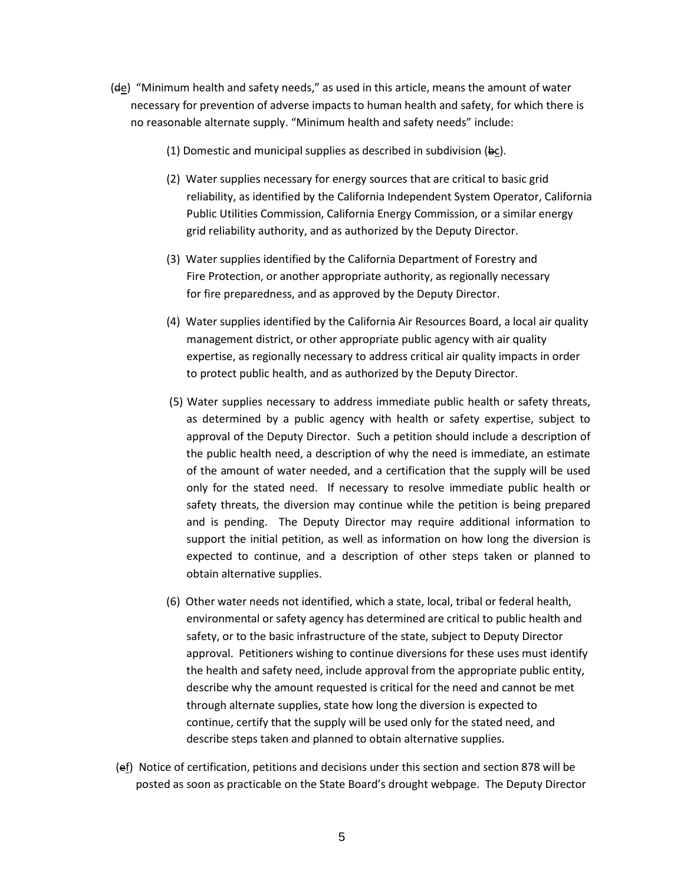(~~d~~e) "Minimum health and safety needs," as used in this article, means the amount of water necessary for prevention of adverse impacts to human health and safety, for which there is no reasonable alternate supply. "Minimum health and safety needs" include:

(1) Domestic and municipal supplies as described in subdivision (~~b~~c).

(2) Water supplies necessary for energy sources that are critical to basic grid reliability, as identified by the California Independent System Operator, California Public Utilities Commission, California Energy Commission, or a similar energy grid reliability authority, and as authorized by the Deputy Director.

(3) Water supplies identified by the California Department of Forestry and Fire Protection, or another appropriate authority, as regionally necessary for fire preparedness, and as approved by the Deputy Director.

(4) Water supplies identified by the California Air Resources Board, a local air quality management district, or other appropriate public agency with air quality expertise, as regionally necessary to address critical air quality impacts in order to protect public health, and as authorized by the Deputy Director.

(5) Water supplies necessary to address immediate public health or safety threats, as determined by a public agency with health or safety expertise, subject to approval of the Deputy Director. Such a petition should include a description of the public health need, a description of why the need is immediate, an estimate of the amount of water needed, and a certification that the supply will be used only for the stated need. If necessary to resolve immediate public health or safety threats, the diversion may continue while the petition is being prepared and is pending. The Deputy Director may require additional information to support the initial petition, as well as information on how long the diversion is expected to continue, and a description of other steps taken or planned to obtain alternative supplies.

(6) Other water needs not identified, which a state, local, tribal or federal health, environmental or safety agency has determined are critical to public health and safety, or to the basic infrastructure of the state, subject to Deputy Director approval. Petitioners wishing to continue diversions for these uses must identify the health and safety need, include approval from the appropriate public entity, describe why the amount requested is critical for the need and cannot be met through alternate supplies, state how long the diversion is expected to continue, certify that the supply will be used only for the stated need, and describe steps taken and planned to obtain alternative supplies.

(~~e~~f) Notice of certification, petitions and decisions under this section and section 878 will be posted as soon as practicable on the State Board's drought webpage. The Deputy Director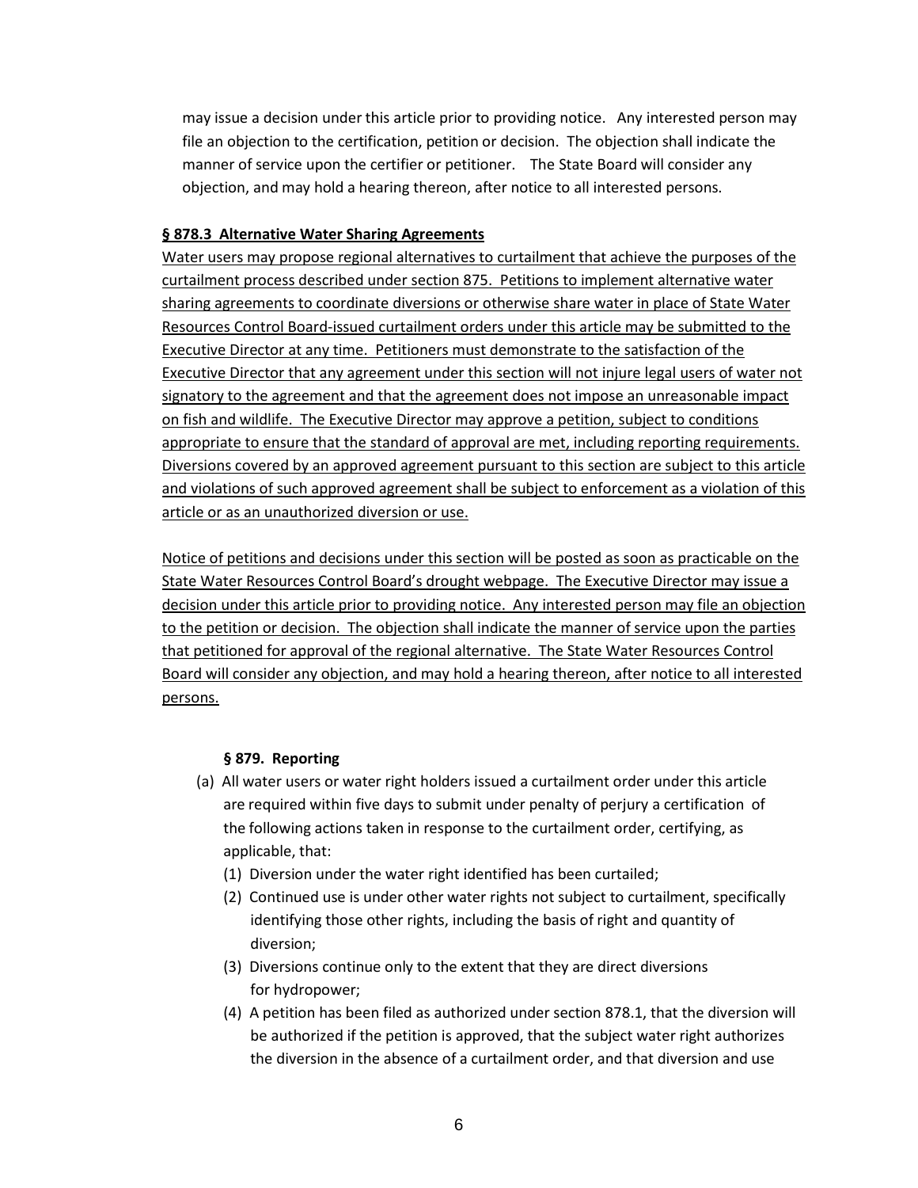may issue a decision under this article prior to providing notice. Any interested person may file an objection to the certification, petition or decision. The objection shall indicate the manner of service upon the certifier or petitioner. The State Board will consider any objection, and may hold a hearing thereon, after notice to all interested persons.

**§ 878.3 Alternative Water Sharing Agreements**

Water users may propose regional alternatives to curtailment that achieve the purposes of the curtailment process described under section 875. Petitions to implement alternative water sharing agreements to coordinate diversions or otherwise share water in place of State Water Resources Control Board-issued curtailment orders under this article may be submitted to the Executive Director at any time. Petitioners must demonstrate to the satisfaction of the Executive Director that any agreement under this section will not injure legal users of water not signatory to the agreement and that the agreement does not impose an unreasonable impact on fish and wildlife. The Executive Director may approve a petition, subject to conditions appropriate to ensure that the standard of approval are met, including reporting requirements. Diversions covered by an approved agreement pursuant to this section are subject to this article and violations of such approved agreement shall be subject to enforcement as a violation of this article or as an unauthorized diversion or use.

Notice of petitions and decisions under this section will be posted as soon as practicable on the State Water Resources Control Board's drought webpage. The Executive Director may issue a decision under this article prior to providing notice. Any interested person may file an objection to the petition or decision. The objection shall indicate the manner of service upon the parties that petitioned for approval of the regional alternative. The State Water Resources Control Board will consider any objection, and may hold a hearing thereon, after notice to all interested persons.

**§ 879. Reporting**

(a) All water users or water right holders issued a curtailment order under this article are required within five days to submit under penalty of perjury a certification of the following actions taken in response to the curtailment order, certifying, as applicable, that:

(1) Diversion under the water right identified has been curtailed;

(2) Continued use is under other water rights not subject to curtailment, specifically identifying those other rights, including the basis of right and quantity of diversion;

(3) Diversions continue only to the extent that they are direct diversions for hydropower;

(4) A petition has been filed as authorized under section 878.1, that the diversion will be authorized if the petition is approved, that the subject water right authorizes the diversion in the absence of a curtailment order, and that diversion and use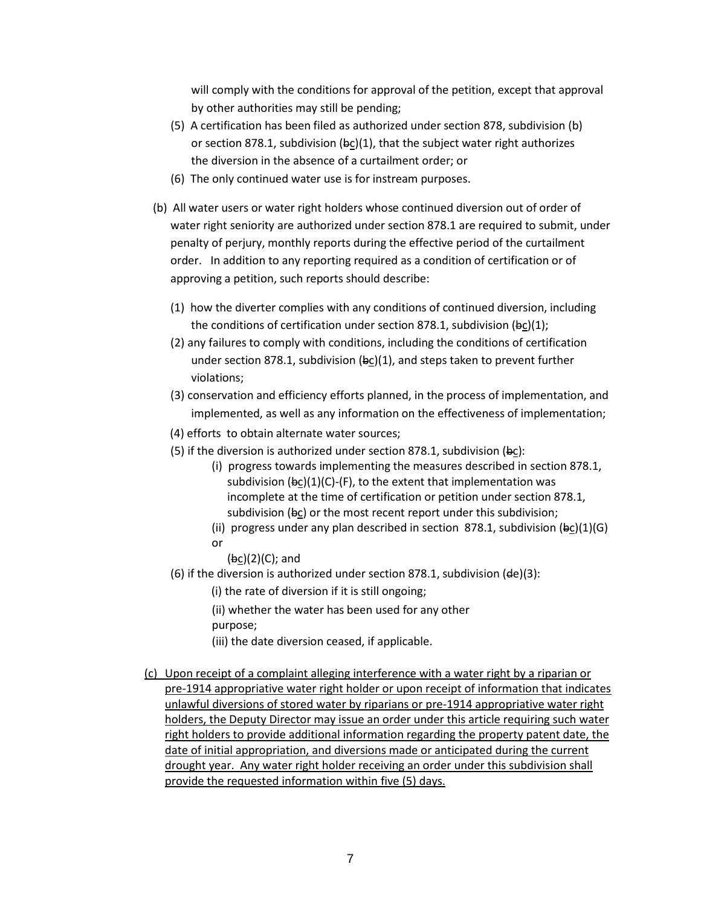will comply with the conditions for approval of the petition, except that approval by other authorities may still be pending;

(5) A certification has been filed as authorized under section 878, subdivision (b) or section 878.1, subdivision (~~b~~<u>c</u>)(1), that the subject water right authorizes the diversion in the absence of a curtailment order; or

(6) The only continued water use is for instream purposes.

(b) All water users or water right holders whose continued diversion out of order of water right seniority are authorized under section 878.1 are required to submit, under penalty of perjury, monthly reports during the effective period of the curtailment order. In addition to any reporting required as a condition of certification or of approving a petition, such reports should describe:

(1) how the diverter complies with any conditions of continued diversion, including the conditions of certification under section 878.1, subdivision (~~b~~<u>c</u>)(1);

(2) any failures to comply with conditions, including the conditions of certification under section 878.1, subdivision (~~b~~<u>c</u>)(1), and steps taken to prevent further violations;

(3) conservation and efficiency efforts planned, in the process of implementation, and implemented, as well as any information on the effectiveness of implementation;

(4) efforts to obtain alternate water sources;

(5) if the diversion is authorized under section 878.1, subdivision (~~b~~<u>c</u>):

(i) progress towards implementing the measures described in section 878.1, subdivision (~~b~~<u>c</u>)(1)(C)-(F), to the extent that implementation was incomplete at the time of certification or petition under section 878.1, subdivision (~~b~~<u>c</u>) or the most recent report under this subdivision;

(ii) progress under any plan described in section 878.1, subdivision (~~b~~<u>c</u>)(1)(G) or (~~b~~<u>c</u>)(2)(C); and

(6) if the diversion is authorized under section 878.1, subdivision (~~d~~<u>e</u>)(3):

(i) the rate of diversion if it is still ongoing;

(ii) whether the water has been used for any other purpose;

(iii) the date diversion ceased, if applicable.

<u>(c) Upon receipt of a complaint alleging interference with a water right by a riparian or pre-1914 appropriative water right holder or upon receipt of information that indicates unlawful diversions of stored water by riparians or pre-1914 appropriative water right holders, the Deputy Director may issue an order under this article requiring such water right holders to provide additional information regarding the property patent date, the date of initial appropriation, and diversions made or anticipated during the current drought year. Any water right holder receiving an order under this subdivision shall provide the requested information within five (5) days.</u>